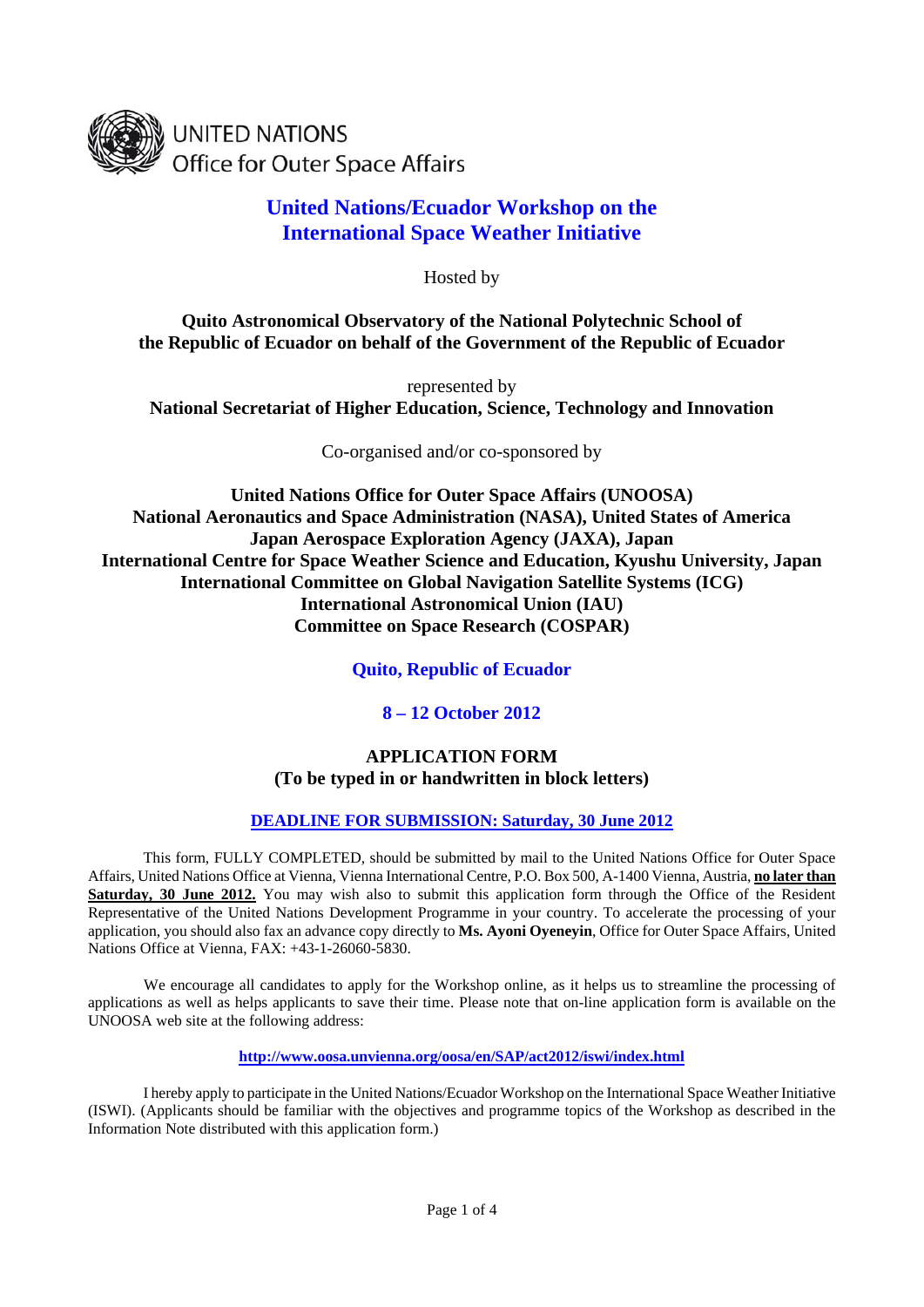UNITED NATIONS
Office for Outer Space Affairs

# United Nations/Ecuador Workshop on the International Space Weather Initiative

Hosted by

**Quito Astronomical Observatory of the National Polytechnic School of the Republic of Ecuador on behalf of the Government of the Republic of Ecuador**

represented by

**National Secretariat of Higher Education, Science, Technology and Innovation**

Co-organised and/or co-sponsored by

**United Nations Office for Outer Space Affairs (UNOOSA)**
**National Aeronautics and Space Administration (NASA), United States of America**
**Japan Aerospace Exploration Agency (JAXA), Japan**
**International Centre for Space Weather Science and Education, Kyushu University, Japan**
**International Committee on Global Navigation Satellite Systems (ICG)**
**International Astronomical Union (IAU)**
**Committee on Space Research (COSPAR)**

**Quito, Republic of Ecuador**

**8 – 12 October 2012**

## APPLICATION FORM
**(To be typed in or handwritten in block letters)**

**DEADLINE FOR SUBMISSION: Saturday, 30 June 2012**

This form, FULLY COMPLETED, should be submitted by mail to the United Nations Office for Outer Space Affairs, United Nations Office at Vienna, Vienna International Centre, P.O. Box 500, A-1400 Vienna, Austria, **no later than Saturday, 30 June 2012.** You may wish also to submit this application form through the Office of the Resident Representative of the United Nations Development Programme in your country. To accelerate the processing of your application, you should also fax an advance copy directly to **Ms. Ayoni Oyeneyin**, Office for Outer Space Affairs, United Nations Office at Vienna, FAX: +43-1-26060-5830.

We encourage all candidates to apply for the Workshop online, as it helps us to streamline the processing of applications as well as helps applicants to save their time. Please note that on-line application form is available on the UNOOSA web site at the following address:

**http://www.oosa.unvienna.org/oosa/en/SAP/act2012/iswi/index.html**

I hereby apply to participate in the United Nations/Ecuador Workshop on the International Space Weather Initiative (ISWI). (Applicants should be familiar with the objectives and programme topics of the Workshop as described in the Information Note distributed with this application form.)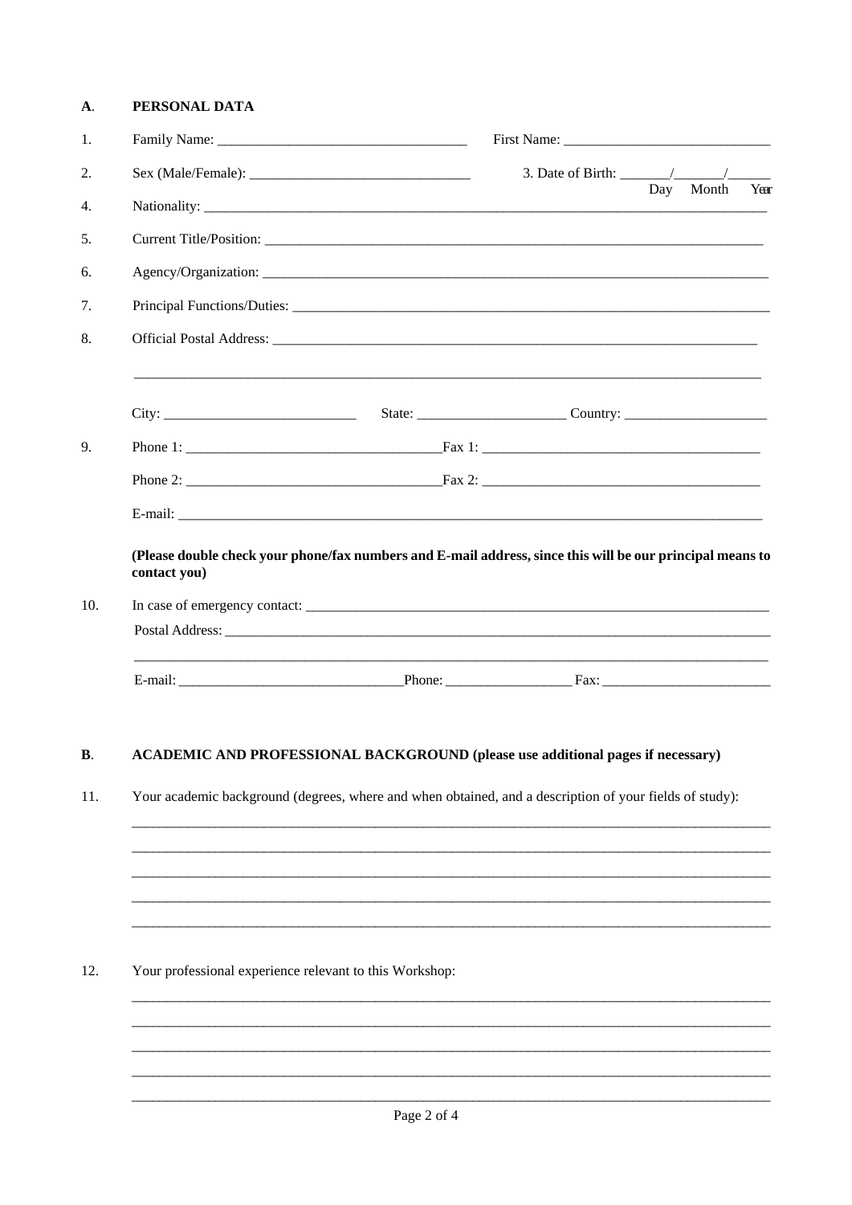## A. PERSONAL DATA

1. Family Name: ______________________________ First Name: ______________________________

2. Sex (Male/Female): ______________________________ 3. Date of Birth: ______/______/______
   Day Month Year

4. Nationality: ______________________________

5. Current Title/Position: ______________________________

6. Agency/Organization: ______________________________

7. Principal Functions/Duties: ______________________________

8. Official Postal Address: ______________________________

   ______________________________

   City: ______________________ State: ______________________ Country: ______________________

9. Phone 1: ______________________________ Fax 1: ______________________________

   Phone 2: ______________________________ Fax 2: ______________________________

   E-mail: ______________________________

   **(Please double check your phone/fax numbers and E-mail address, since this will be our principal means to contact you)**

10. In case of emergency contact: ______________________________

    Postal Address: ______________________________

    ______________________________

    E-mail: ______________________________ Phone: ______________________ Fax: ______________________

## B. ACADEMIC AND PROFESSIONAL BACKGROUND (please use additional pages if necessary)

11. Your academic background (degrees, where and when obtained, and a description of your fields of study):

    ______________________________

    ______________________________

    ______________________________

    ______________________________

    ______________________________

12. Your professional experience relevant to this Workshop:

    ______________________________

    ______________________________

    ______________________________

    ______________________________

    ______________________________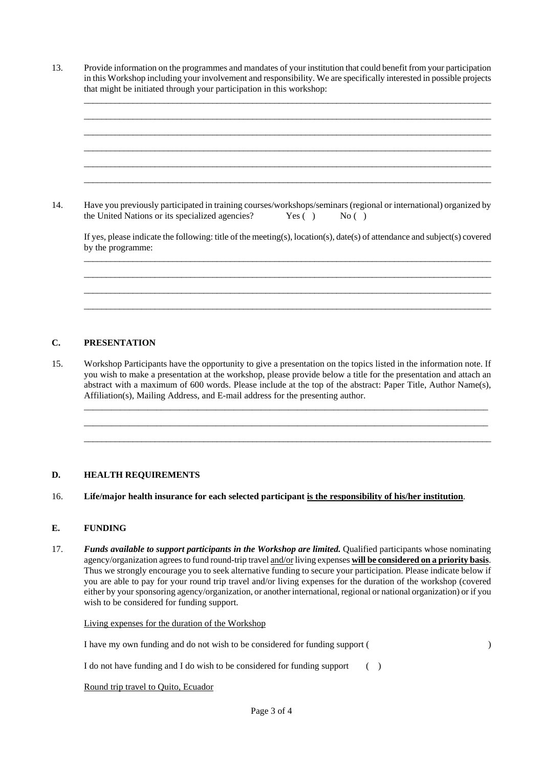13. Provide information on the programmes and mandates of your institution that could benefit from your participation in this Workshop including your involvement and responsibility. We are specifically interested in possible projects that might be initiated through your participation in this workshop:

_____________________________________________________________________________________

_____________________________________________________________________________________

_____________________________________________________________________________________

_____________________________________________________________________________________

_____________________________________________________________________________________

_____________________________________________________________________________________

14. Have you previously participated in training courses/workshops/seminars (regional or international) organized by the United Nations or its specialized agencies? Yes ( ) No ( )

If yes, please indicate the following: title of the meeting(s), location(s), date(s) of attendance and subject(s) covered by the programme:

_____________________________________________________________________________________

_____________________________________________________________________________________

_____________________________________________________________________________________

_____________________________________________________________________________________

## C. PRESENTATION

15. Workshop Participants have the opportunity to give a presentation on the topics listed in the information note. If you wish to make a presentation at the workshop, please provide below a title for the presentation and attach an abstract with a maximum of 600 words. Please include at the top of the abstract: Paper Title, Author Name(s), Affiliation(s), Mailing Address, and E-mail address for the presenting author.

_____________________________________________________________________________________

_____________________________________________________________________________________

_____________________________________________________________________________________

## D. HEALTH REQUIREMENTS

16. **Life/major health insurance for each selected participant <u>is the responsibility of his/her institution</u>.**

## E. FUNDING

17. ***Funds available to support participants in the Workshop are limited.*** Qualified participants whose nominating agency/organization agrees to fund round-trip travel <u>and/or</u> living expenses **<u>will be considered on a priority basis</u>**. Thus we strongly encourage you to seek alternative funding to secure your participation. Please indicate below if you are able to pay for your round trip travel and/or living expenses for the duration of the workshop (covered either by your sponsoring agency/organization, or another international, regional or national organization) or if you wish to be considered for funding support.

<u>Living expenses for the duration of the Workshop</u>

I have my own funding and do not wish to be considered for funding support ( )

I do not have funding and I do wish to be considered for funding support ( )

<u>Round trip travel to Quito, Ecuador</u>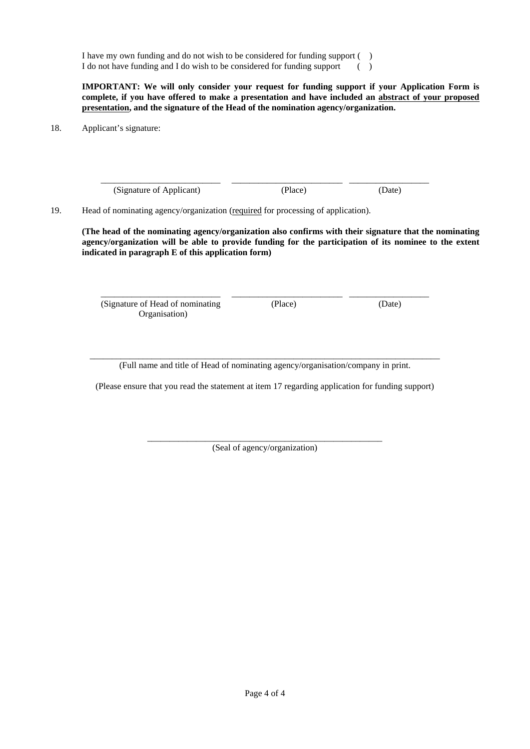I have my own funding and do not wish to be considered for funding support ( )
I do not have funding and I do wish to be considered for funding support ( )

**IMPORTANT: We will only consider your request for funding support if your Application Form is complete, if you have offered to make a presentation and have included an abstract of your proposed presentation, and the signature of the Head of the nomination agency/organization.**

18. Applicant's signature:

| | | |
|---|---|---|
| ___________________________ | ___________________________ | ___________________ |
| (Signature of Applicant) | (Place) | (Date) |

19. Head of nominating agency/organization (required for processing of application).

**(The head of the nominating agency/organization also confirms with their signature that the nominating agency/organization will be able to provide funding for the participation of its nominee to the extent indicated in paragraph E of this application form)**

| | | |
|---|---|---|
| ___________________________ | ___________________________ | ___________________ |
| (Signature of Head of nominating Organisation) | (Place) | (Date) |

_______________________________________________________________________________

(Full name and title of Head of nominating agency/organisation/company in print.

(Please ensure that you read the statement at item 17 regarding application for funding support)

_____________________________________________________

(Seal of agency/organization)